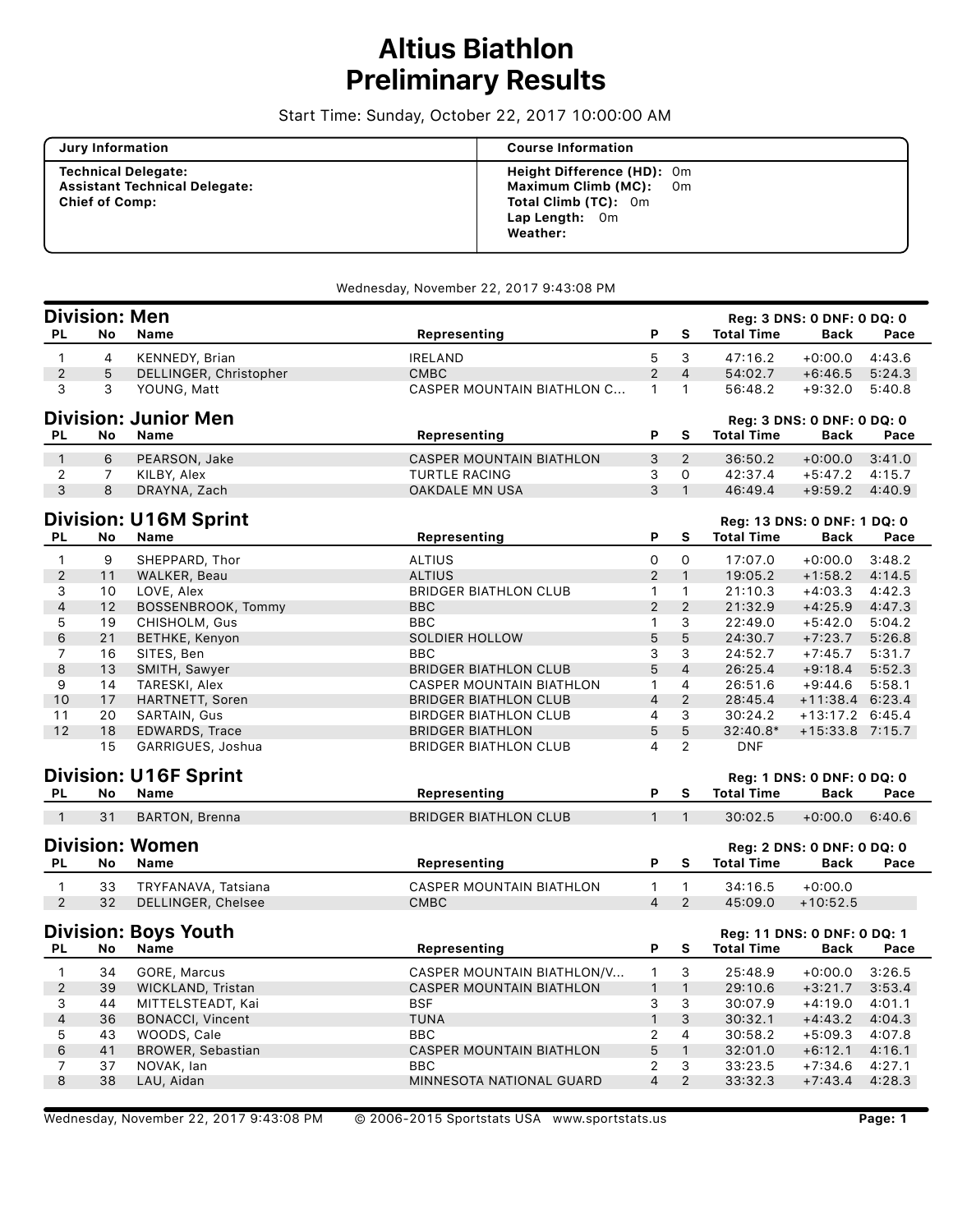# Altius Biathlon
# Preliminary Results

Start Time: Sunday, October 22, 2017 10:00:00 AM

| Jury Information | Course Information |
|---|---|
| **Technical Delegate:** | **Height Difference (HD):** 0m |
| **Assistant Technical Delegate:** | **Maximum Climb (MC):** 0m |
| **Chief of Comp:** | **Total Climb (TC):** 0m |
| | **Lap Length:** 0m |
| | **Weather:** |

Wednesday, November 22, 2017 9:43:08 PM

## Division: Men

**Reg: 3 DNS: 0 DNF: 0 DQ: 0**

| PL | No | Name | Representing | P | S | Total Time | Back | Pace |
|---|---|---|---|---|---|---|---|---|
| 1 | 4 | KENNEDY, Brian | IRELAND | 5 | 3 | 47:16.2 | +0:00.0 | 4:43.6 |
| 2 | 5 | DELLINGER, Christopher | CMBC | 2 | 4 | 54:02.7 | +6:46.5 | 5:24.3 |
| 3 | 3 | YOUNG, Matt | CASPER MOUNTAIN BIATHLON C... | 1 | 1 | 56:48.2 | +9:32.0 | 5:40.8 |

## Division: Junior Men

**Reg: 3 DNS: 0 DNF: 0 DQ: 0**

| PL | No | Name | Representing | P | S | Total Time | Back | Pace |
|---|---|---|---|---|---|---|---|---|
| 1 | 6 | PEARSON, Jake | CASPER MOUNTAIN BIATHLON | 3 | 2 | 36:50.2 | +0:00.0 | 3:41.0 |
| 2 | 7 | KILBY, Alex | TURTLE RACING | 3 | 0 | 42:37.4 | +5:47.2 | 4:15.7 |
| 3 | 8 | DRAYNA, Zach | OAKDALE MN USA | 3 | 1 | 46:49.4 | +9:59.2 | 4:40.9 |

## Division: U16M Sprint

**Reg: 13 DNS: 0 DNF: 1 DQ: 0**

| PL | No | Name | Representing | P | S | Total Time | Back | Pace |
|---|---|---|---|---|---|---|---|---|
| 1 | 9 | SHEPPARD, Thor | ALTIUS | 0 | 0 | 17:07.0 | +0:00.0 | 3:48.2 |
| 2 | 11 | WALKER, Beau | ALTIUS | 2 | 1 | 19:05.2 | +1:58.2 | 4:14.5 |
| 3 | 10 | LOVE, Alex | BRIDGER BIATHLON CLUB | 1 | 1 | 21:10.3 | +4:03.3 | 4:42.3 |
| 4 | 12 | BOSSENBROOK, Tommy | BBC | 2 | 2 | 21:32.9 | +4:25.9 | 4:47.3 |
| 5 | 19 | CHISHOLM, Gus | BBC | 1 | 3 | 22:49.0 | +5:42.0 | 5:04.2 |
| 6 | 21 | BETHKE, Kenyon | SOLDIER HOLLOW | 5 | 5 | 24:30.7 | +7:23.7 | 5:26.8 |
| 7 | 16 | SITES, Ben | BBC | 3 | 3 | 24:52.7 | +7:45.7 | 5:31.7 |
| 8 | 13 | SMITH, Sawyer | BRIDGER BIATHLON CLUB | 5 | 4 | 26:25.4 | +9:18.4 | 5:52.3 |
| 9 | 14 | TARESKI, Alex | CASPER MOUNTAIN BIATHLON | 1 | 4 | 26:51.6 | +9:44.6 | 5:58.1 |
| 10 | 17 | HARTNETT, Soren | BRIDGER BIATHLON CLUB | 4 | 2 | 28:45.4 | +11:38.4 | 6:23.4 |
| 11 | 20 | SARTAIN, Gus | BIRDGER BIATHLON CLUB | 4 | 3 | 30:24.2 | +13:17.2 | 6:45.4 |
| 12 | 18 | EDWARDS, Trace | BRIDGER BIATHLON | 5 | 5 | 32:40.8* | +15:33.8 | 7:15.7 |
| | 15 | GARRIGUES, Joshua | BRIDGER BIATHLON CLUB | 4 | 2 | DNF | | |

## Division: U16F Sprint

**Reg: 1 DNS: 0 DNF: 0 DQ: 0**

| PL | No | Name | Representing | P | S | Total Time | Back | Pace |
|---|---|---|---|---|---|---|---|---|
| 1 | 31 | BARTON, Brenna | BRIDGER BIATHLON CLUB | 1 | 1 | 30:02.5 | +0:00.0 | 6:40.6 |

## Division: Women

**Reg: 2 DNS: 0 DNF: 0 DQ: 0**

| PL | No | Name | Representing | P | S | Total Time | Back | Pace |
|---|---|---|---|---|---|---|---|---|
| 1 | 33 | TRYFANAVA, Tatsiana | CASPER MOUNTAIN BIATHLON | 1 | 1 | 34:16.5 | +0:00.0 | |
| 2 | 32 | DELLINGER, Chelsee | CMBC | 4 | 2 | 45:09.0 | +10:52.5 | |

## Division: Boys Youth

**Reg: 11 DNS: 0 DNF: 0 DQ: 1**

| PL | No | Name | Representing | P | S | Total Time | Back | Pace |
|---|---|---|---|---|---|---|---|---|
| 1 | 34 | GORE, Marcus | CASPER MOUNTAIN BIATHLON/V... | 1 | 3 | 25:48.9 | +0:00.0 | 3:26.5 |
| 2 | 39 | WICKLAND, Tristan | CASPER MOUNTAIN BIATHLON | 1 | 1 | 29:10.6 | +3:21.7 | 3:53.4 |
| 3 | 44 | MITTELSTEADT, Kai | BSF | 3 | 3 | 30:07.9 | +4:19.0 | 4:01.1 |
| 4 | 36 | BONACCI, Vincent | TUNA | 1 | 3 | 30:32.1 | +4:43.2 | 4:04.3 |
| 5 | 43 | WOODS, Cale | BBC | 2 | 4 | 30:58.2 | +5:09.3 | 4:07.8 |
| 6 | 41 | BROWER, Sebastian | CASPER MOUNTAIN BIATHLON | 5 | 1 | 32:01.0 | +6:12.1 | 4:16.1 |
| 7 | 37 | NOVAK, Ian | BBC | 2 | 3 | 33:23.5 | +7:34.6 | 4:27.1 |
| 8 | 38 | LAU, Aidan | MINNESOTA NATIONAL GUARD | 4 | 2 | 33:32.3 | +7:43.4 | 4:28.3 |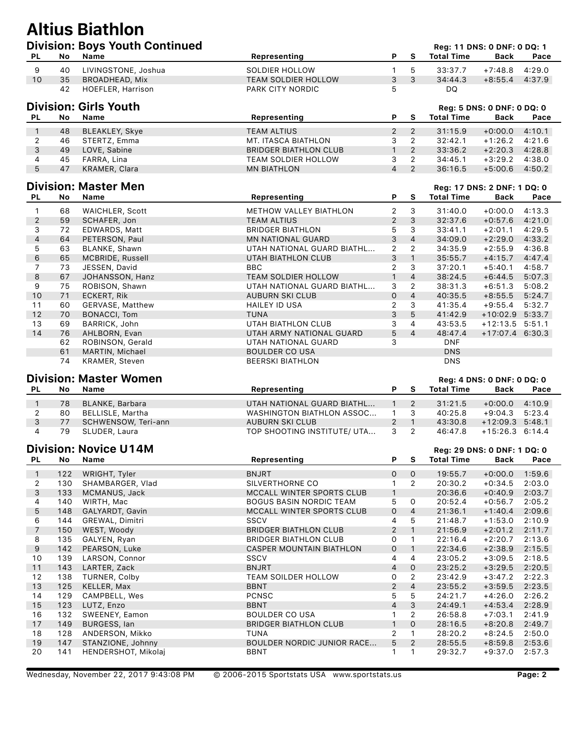# Altius Biathlon

## Division: Boys Youth Continued

Reg: 11 DNS: 0 DNF: 0 DQ: 1

| PL | No | Name | Representing | P | S | Total Time | Back | Pace |
|---|---|---|---|---|---|---|---|---|
| 9 | 40 | LIVINGSTONE, Joshua | SOLDIER HOLLOW | 1 | 5 | 33:37.7 | +7:48.8 | 4:29.0 |
| 10 | 35 | BROADHEAD, Mix | TEAM SOLDIER HOLLOW | 3 | 3 | 34:44.3 | +8:55.4 | 4:37.9 |
| | 42 | HOEFLER, Harrison | PARK CITY NORDIC | 5 | | DQ | | |

## Division: Girls Youth

Reg: 5 DNS: 0 DNF: 0 DQ: 0

| PL | No | Name | Representing | P | S | Total Time | Back | Pace |
|---|---|---|---|---|---|---|---|---|
| 1 | 48 | BLEAKLEY, Skye | TEAM ALTIUS | 2 | 2 | 31:15.9 | +0:00.0 | 4:10.1 |
| 2 | 46 | STERTZ, Emma | MT. ITASCA BIATHLON | 3 | 2 | 32:42.1 | +1:26.2 | 4:21.6 |
| 3 | 49 | LOVE, Sabine | BRIDGER BIATHLON CLUB | 1 | 2 | 33:36.2 | +2:20.3 | 4:28.8 |
| 4 | 45 | FARRA, Lina | TEAM SOLDIER HOLLOW | 3 | 2 | 34:45.1 | +3:29.2 | 4:38.0 |
| 5 | 47 | KRAMER, Clara | MN BIATHLON | 4 | 2 | 36:16.5 | +5:00.6 | 4:50.2 |

## Division: Master Men

Reg: 17 DNS: 2 DNF: 1 DQ: 0

| PL | No | Name | Representing | P | S | Total Time | Back | Pace |
|---|---|---|---|---|---|---|---|---|
| 1 | 68 | WAICHLER, Scott | METHOW VALLEY BIATHLON | 2 | 3 | 31:40.0 | +0:00.0 | 4:13.3 |
| 2 | 59 | SCHAFER, Jon | TEAM ALTIUS | 2 | 3 | 32:37.6 | +0:57.6 | 4:21.0 |
| 3 | 72 | EDWARDS, Matt | BRIDGER BIATHLON | 5 | 3 | 33:41.1 | +2:01.1 | 4:29.5 |
| 4 | 64 | PETERSON, Paul | MN NATIONAL GUARD | 3 | 4 | 34:09.0 | +2:29.0 | 4:33.2 |
| 5 | 63 | BLANKE, Shawn | UTAH NATIONAL GUARD BIATHL... | 2 | 2 | 34:35.9 | +2:55.9 | 4:36.8 |
| 6 | 65 | MCBRIDE, Russell | UTAH BIATHLON CLUB | 3 | 1 | 35:55.7 | +4:15.7 | 4:47.4 |
| 7 | 73 | JESSEN, David | BBC | 2 | 3 | 37:20.1 | +5:40.1 | 4:58.7 |
| 8 | 67 | JOHANSSON, Hanz | TEAM SOLDIER HOLLOW | 1 | 4 | 38:24.5 | +6:44.5 | 5:07.3 |
| 9 | 75 | ROBISON, Shawn | UTAH NATIONAL GUARD BIATHL... | 3 | 2 | 38:31.3 | +6:51.3 | 5:08.2 |
| 10 | 71 | ECKERT, Rik | AUBURN SKI CLUB | 0 | 4 | 40:35.5 | +8:55.5 | 5:24.7 |
| 11 | 60 | GERVASE, Matthew | HAILEY ID USA | 2 | 3 | 41:35.4 | +9:55.4 | 5:32.7 |
| 12 | 70 | BONACCI, Tom | TUNA | 3 | 5 | 41:42.9 | +10:02.9 | 5:33.7 |
| 13 | 69 | BARRICK, John | UTAH BIATHLON CLUB | 3 | 4 | 43:53.5 | +12:13.5 | 5:51.1 |
| 14 | 76 | AHLBORN, Evan | UTAH ARMY NATIONAL GUARD | 5 | 4 | 48:47.4 | +17:07.4 | 6:30.3 |
| | 62 | ROBINSON, Gerald | UTAH NATIONAL GUARD | 3 | | DNF | | |
| | 61 | MARTIN, Michael | BOULDER CO USA | | | DNS | | |
| | 74 | KRAMER, Steven | BEERSKI BIATHLON | | | DNS | | |

## Division: Master Women

Reg: 4 DNS: 0 DNF: 0 DQ: 0

| PL | No | Name | Representing | P | S | Total Time | Back | Pace |
|---|---|---|---|---|---|---|---|---|
| 1 | 78 | BLANKE, Barbara | UTAH NATIONAL GUARD BIATHL... | 1 | 2 | 31:21.5 | +0:00.0 | 4:10.9 |
| 2 | 80 | BELLISLE, Martha | WASHINGTON BIATHLON ASSOC... | 1 | 3 | 40:25.8 | +9:04.3 | 5:23.4 |
| 3 | 77 | SCHWENSOW, Teri-ann | AUBURN SKI CLUB | 2 | 1 | 43:30.8 | +12:09.3 | 5:48.1 |
| 4 | 79 | SLUDER, Laura | TOP SHOOTING INSTITUTE/ UTA... | 3 | 2 | 46:47.8 | +15:26.3 | 6:14.4 |

## Division: Novice U14M

Reg: 29 DNS: 0 DNF: 1 DQ: 0

| PL | No | Name | Representing | P | S | Total Time | Back | Pace |
|---|---|---|---|---|---|---|---|---|
| 1 | 122 | WRIGHT, Tyler | BNJRT | 0 | 0 | 19:55.7 | +0:00.0 | 1:59.6 |
| 2 | 130 | SHAMBARGER, Vlad | SILVERTHORNE CO | 1 | 2 | 20:30.2 | +0:34.5 | 2:03.0 |
| 3 | 133 | MCMANUS, Jack | MCCALL WINTER SPORTS CLUB | 1 | | 20:36.6 | +0:40.9 | 2:03.7 |
| 4 | 140 | WIRTH, Mac | BOGUS BASIN NORDIC TEAM | 5 | 0 | 20:52.4 | +0:56.7 | 2:05.2 |
| 5 | 148 | GALYARDT, Gavin | MCCALL WINTER SPORTS CLUB | 0 | 4 | 21:36.1 | +1:40.4 | 2:09.6 |
| 6 | 144 | GREWAL, Dimitri | SSCV | 4 | 5 | 21:48.7 | +1:53.0 | 2:10.9 |
| 7 | 150 | WEST, Woody | BRIDGER BIATHLON CLUB | 2 | 1 | 21:56.9 | +2:01.2 | 2:11.7 |
| 8 | 135 | GALYEN, Ryan | BRIDGER BIATHLON CLUB | 0 | 1 | 22:16.4 | +2:20.7 | 2:13.6 |
| 9 | 142 | PEARSON, Luke | CASPER MOUNTAIN BIATHLON | 0 | 1 | 22:34.6 | +2:38.9 | 2:15.5 |
| 10 | 139 | LARSON, Connor | SSCV | 4 | 4 | 23:05.2 | +3:09.5 | 2:18.5 |
| 11 | 143 | LARTER, Zack | BNJRT | 4 | 0 | 23:25.2 | +3:29.5 | 2:20.5 |
| 12 | 138 | TURNER, Colby | TEAM SOILDER HOLLOW | 0 | 2 | 23:42.9 | +3:47.2 | 2:22.3 |
| 13 | 125 | KELLER, Max | BBNT | 2 | 4 | 23:55.2 | +3:59.5 | 2:23.5 |
| 14 | 129 | CAMPBELL, Wes | PCNSC | 5 | 5 | 24:21.7 | +4:26.0 | 2:26.2 |
| 15 | 123 | LUTZ, Enzo | BBNT | 4 | 3 | 24:49.1 | +4:53.4 | 2:28.9 |
| 16 | 132 | SWEENEY, Eamon | BOULDER CO USA | 1 | 2 | 26:58.8 | +7:03.1 | 2:41.9 |
| 17 | 149 | BURGESS, Ian | BRIDGER BIATHLON CLUB | 1 | 0 | 28:16.5 | +8:20.8 | 2:49.7 |
| 18 | 128 | ANDERSON, Mikko | TUNA | 2 | 1 | 28:20.2 | +8:24.5 | 2:50.0 |
| 19 | 147 | STANZIONE, Johnny | BOULDER NORDIC JUNIOR RACE... | 5 | 2 | 28:55.5 | +8:59.8 | 2:53.6 |
| 20 | 141 | HENDERSHOT, Mikolaj | BBNT | 1 | 1 | 29:32.7 | +9:37.0 | 2:57.3 |

Wednesday, November 22, 2017 9:43:08 PM © 2006-2015 Sportstats USA www.sportstats.us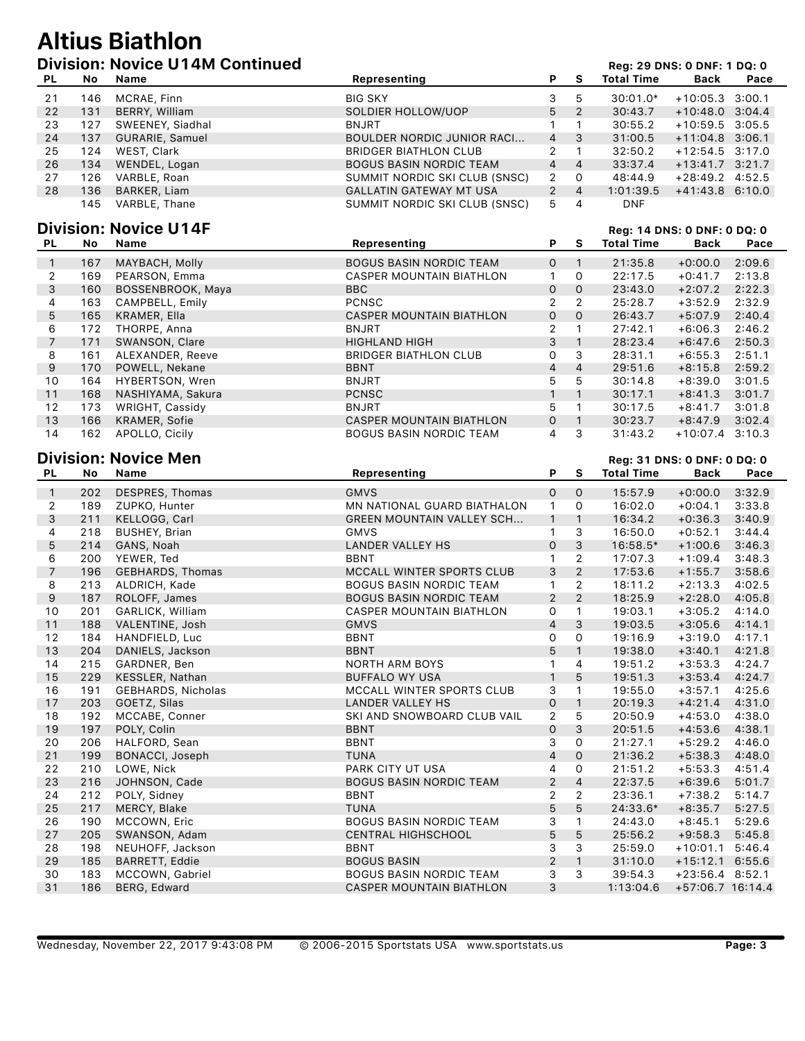# Altius Biathlon

## Division: Novice U14M Continued

Reg: 29 DNS: 0 DNF: 1 DQ: 0

| PL | No | Name | Representing | P | S | Total Time | Back | Pace |
|---|---|---|---|---|---|---|---|---|
| 21 | 146 | MCRAE, Finn | BIG SKY | 3 | 5 | 30:01.0* | +10:05.3 | 3:00.1 |
| 22 | 131 | BERRY, William | SOLDIER HOLLOW/UOP | 5 | 2 | 30:43.7 | +10:48.0 | 3:04.4 |
| 23 | 127 | SWEENEY, Siadhal | BNJRT | 1 | 1 | 30:55.2 | +10:59.5 | 3:05.5 |
| 24 | 137 | GURARIE, Samuel | BOULDER NORDIC JUNIOR RACI... | 4 | 3 | 31:00.5 | +11:04.8 | 3:06.1 |
| 25 | 124 | WEST, Clark | BRIDGER BIATHLON CLUB | 2 | 1 | 32:50.2 | +12:54.5 | 3:17.0 |
| 26 | 134 | WENDEL, Logan | BOGUS BASIN NORDIC TEAM | 4 | 4 | 33:37.4 | +13:41.7 | 3:21.7 |
| 27 | 126 | VARBLE, Roan | SUMMIT NORDIC SKI CLUB (SNSC) | 2 | 0 | 48:44.9 | +28:49.2 | 4:52.5 |
| 28 | 136 | BARKER, Liam | GALLATIN GATEWAY MT USA | 2 | 4 | 1:01:39.5 | +41:43.8 | 6:10.0 |
| | 145 | VARBLE, Thane | SUMMIT NORDIC SKI CLUB (SNSC) | 5 | 4 | DNF | | |

## Division: Novice U14F

Reg: 14 DNS: 0 DNF: 0 DQ: 0

| PL | No | Name | Representing | P | S | Total Time | Back | Pace |
|---|---|---|---|---|---|---|---|---|
| 1 | 167 | MAYBACH, Molly | BOGUS BASIN NORDIC TEAM | 0 | 1 | 21:35.8 | +0:00.0 | 2:09.6 |
| 2 | 169 | PEARSON, Emma | CASPER MOUNTAIN BIATHLON | 1 | 0 | 22:17.5 | +0:41.7 | 2:13.8 |
| 3 | 160 | BOSSENBROOK, Maya | BBC | 0 | 0 | 23:43.0 | +2:07.2 | 2:22.3 |
| 4 | 163 | CAMPBELL, Emily | PCNSC | 2 | 2 | 25:28.7 | +3:52.9 | 2:32.9 |
| 5 | 165 | KRAMER, Ella | CASPER MOUNTAIN BIATHLON | 0 | 0 | 26:43.7 | +5:07.9 | 2:40.4 |
| 6 | 172 | THORPE, Anna | BNJRT | 2 | 1 | 27:42.1 | +6:06.3 | 2:46.2 |
| 7 | 171 | SWANSON, Clare | HIGHLAND HIGH | 3 | 1 | 28:23.4 | +6:47.6 | 2:50.3 |
| 8 | 161 | ALEXANDER, Reeve | BRIDGER BIATHLON CLUB | 0 | 3 | 28:31.1 | +6:55.3 | 2:51.1 |
| 9 | 170 | POWELL, Nekane | BBNT | 4 | 4 | 29:51.6 | +8:15.8 | 2:59.2 |
| 10 | 164 | HYBERTSON, Wren | BNJRT | 5 | 5 | 30:14.8 | +8:39.0 | 3:01.5 |
| 11 | 168 | NASHIYAMA, Sakura | PCNSC | 1 | 1 | 30:17.1 | +8:41.3 | 3:01.7 |
| 12 | 173 | WRIGHT, Cassidy | BNJRT | 5 | 1 | 30:17.5 | +8:41.7 | 3:01.8 |
| 13 | 166 | KRAMER, Sofie | CASPER MOUNTAIN BIATHLON | 0 | 1 | 30:23.7 | +8:47.9 | 3:02.4 |
| 14 | 162 | APOLLO, Cicily | BOGUS BASIN NORDIC TEAM | 4 | 3 | 31:43.2 | +10:07.4 | 3:10.3 |

## Division: Novice Men

Reg: 31 DNS: 0 DNF: 0 DQ: 0

| PL | No | Name | Representing | P | S | Total Time | Back | Pace |
|---|---|---|---|---|---|---|---|---|
| 1 | 202 | DESPRES, Thomas | GMVS | 0 | 0 | 15:57.9 | +0:00.0 | 3:32.9 |
| 2 | 189 | ZUPKO, Hunter | MN NATIONAL GUARD BIATHALON | 1 | 0 | 16:02.0 | +0:04.1 | 3:33.8 |
| 3 | 211 | KELLOGG, Carl | GREEN MOUNTAIN VALLEY SCH... | 1 | 1 | 16:34.2 | +0:36.3 | 3:40.9 |
| 4 | 218 | BUSHEY, Brian | GMVS | 1 | 3 | 16:50.0 | +0:52.1 | 3:44.4 |
| 5 | 214 | GANS, Noah | LANDER VALLEY HS | 0 | 3 | 16:58.5* | +1:00.6 | 3:46.3 |
| 6 | 200 | YEWER, Ted | BBNT | 1 | 2 | 17:07.3 | +1:09.4 | 3:48.3 |
| 7 | 196 | GEBHARDS, Thomas | MCCALL WINTER SPORTS CLUB | 3 | 2 | 17:53.6 | +1:55.7 | 3:58.6 |
| 8 | 213 | ALDRICH, Kade | BOGUS BASIN NORDIC TEAM | 1 | 2 | 18:11.2 | +2:13.3 | 4:02.5 |
| 9 | 187 | ROLOFF, James | BOGUS BASIN NORDIC TEAM | 2 | 2 | 18:25.9 | +2:28.0 | 4:05.8 |
| 10 | 201 | GARLICK, William | CASPER MOUNTAIN BIATHLON | 0 | 1 | 19:03.1 | +3:05.2 | 4:14.0 |
| 11 | 188 | VALENTINE, Josh | GMVS | 4 | 3 | 19:03.5 | +3:05.6 | 4:14.1 |
| 12 | 184 | HANDFIELD, Luc | BBNT | 0 | 0 | 19:16.9 | +3:19.0 | 4:17.1 |
| 13 | 204 | DANIELS, Jackson | BBNT | 5 | 1 | 19:38.0 | +3:40.1 | 4:21.8 |
| 14 | 215 | GARDNER, Ben | NORTH ARM BOYS | 1 | 4 | 19:51.2 | +3:53.3 | 4:24.7 |
| 15 | 229 | KESSLER, Nathan | BUFFALO WY USA | 1 | 5 | 19:51.3 | +3:53.4 | 4:24.7 |
| 16 | 191 | GEBHARDS, Nicholas | MCCALL WINTER SPORTS CLUB | 3 | 1 | 19:55.0 | +3:57.1 | 4:25.6 |
| 17 | 203 | GOETZ, Silas | LANDER VALLEY HS | 0 | 1 | 20:19.3 | +4:21.4 | 4:31.0 |
| 18 | 192 | MCCABE, Conner | SKI AND SNOWBOARD CLUB VAIL | 2 | 5 | 20:50.9 | +4:53.0 | 4:38.0 |
| 19 | 197 | POLY, Colin | BBNT | 0 | 3 | 20:51.5 | +4:53.6 | 4:38.1 |
| 20 | 206 | HALFORD, Sean | BBNT | 3 | 0 | 21:27.1 | +5:29.2 | 4:46.0 |
| 21 | 199 | BONACCI, Joseph | TUNA | 4 | 0 | 21:36.2 | +5:38.3 | 4:48.0 |
| 22 | 210 | LOWE, Nick | PARK CITY UT USA | 4 | 0 | 21:51.2 | +5:53.3 | 4:51.4 |
| 23 | 216 | JOHNSON, Cade | BOGUS BASIN NORDIC TEAM | 2 | 4 | 22:37.5 | +6:39.6 | 5:01.7 |
| 24 | 212 | POLY, Sidney | BBNT | 2 | 2 | 23:36.1 | +7:38.2 | 5:14.7 |
| 25 | 217 | MERCY, Blake | TUNA | 5 | 5 | 24:33.6* | +8:35.7 | 5:27.5 |
| 26 | 190 | MCCOWN, Eric | BOGUS BASIN NORDIC TEAM | 3 | 1 | 24:43.0 | +8:45.1 | 5:29.6 |
| 27 | 205 | SWANSON, Adam | CENTRAL HIGHSCHOOL | 5 | 5 | 25:56.2 | +9:58.3 | 5:45.8 |
| 28 | 198 | NEUHOFF, Jackson | BBNT | 3 | 3 | 25:59.0 | +10:01.1 | 5:46.4 |
| 29 | 185 | BARRETT, Eddie | BOGUS BASIN | 2 | 1 | 31:10.0 | +15:12.1 | 6:55.6 |
| 30 | 183 | MCCOWN, Gabriel | BOGUS BASIN NORDIC TEAM | 3 | 3 | 39:54.3 | +23:56.4 | 8:52.1 |
| 31 | 186 | BERG, Edward | CASPER MOUNTAIN BIATHLON | 3 | | 1:13:04.6 | +57:06.7 | 16:14.4 |

Wednesday, November 22, 2017 9:43:08 PM © 2006-2015 Sportstats USA www.sportstats.us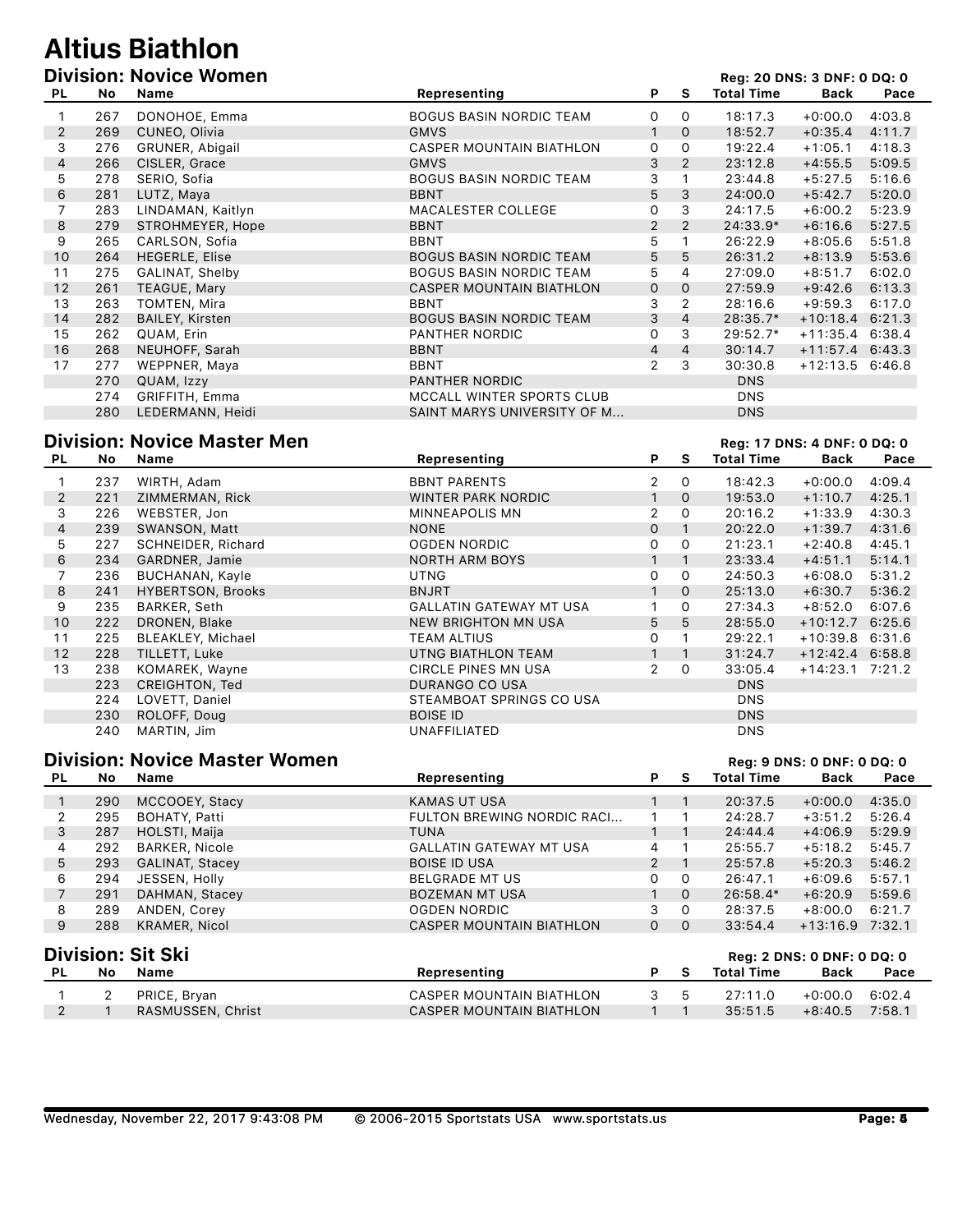# Altius Biathlon

## Division: Novice Women

Reg: 20 DNS: 3 DNF: 0 DQ: 0

| PL | No | Name | Representing | P | S | Total Time | Back | Pace |
|---|---|---|---|---|---|---|---|---|
| 1 | 267 | DONOHOE, Emma | BOGUS BASIN NORDIC TEAM | 0 | 0 | 18:17.3 | +0:00.0 | 4:03.8 |
| 2 | 269 | CUNEO, Olivia | GMVS | 1 | 0 | 18:52.7 | +0:35.4 | 4:11.7 |
| 3 | 276 | GRUNER, Abigail | CASPER MOUNTAIN BIATHLON | 0 | 0 | 19:22.4 | +1:05.1 | 4:18.3 |
| 4 | 266 | CISLER, Grace | GMVS | 3 | 2 | 23:12.8 | +4:55.5 | 5:09.5 |
| 5 | 278 | SERIO, Sofia | BOGUS BASIN NORDIC TEAM | 3 | 1 | 23:44.8 | +5:27.5 | 5:16.6 |
| 6 | 281 | LUTZ, Maya | BBNT | 5 | 3 | 24:00.0 | +5:42.7 | 5:20.0 |
| 7 | 283 | LINDAMAN, Kaitlyn | MACALESTER COLLEGE | 0 | 3 | 24:17.5 | +6:00.2 | 5:23.9 |
| 8 | 279 | STROHMEYER, Hope | BBNT | 2 | 2 | 24:33.9* | +6:16.6 | 5:27.5 |
| 9 | 265 | CARLSON, Sofia | BBNT | 5 | 1 | 26:22.9 | +8:05.6 | 5:51.8 |
| 10 | 264 | HEGERLE, Elise | BOGUS BASIN NORDIC TEAM | 5 | 5 | 26:31.2 | +8:13.9 | 5:53.6 |
| 11 | 275 | GALINAT, Shelby | BOGUS BASIN NORDIC TEAM | 5 | 4 | 27:09.0 | +8:51.7 | 6:02.0 |
| 12 | 261 | TEAGUE, Mary | CASPER MOUNTAIN BIATHLON | 0 | 0 | 27:59.9 | +9:42.6 | 6:13.3 |
| 13 | 263 | TOMTEN, Mira | BBNT | 3 | 2 | 28:16.6 | +9:59.3 | 6:17.0 |
| 14 | 282 | BAILEY, Kirsten | BOGUS BASIN NORDIC TEAM | 3 | 4 | 28:35.7* | +10:18.4 | 6:21.3 |
| 15 | 262 | QUAM, Erin | PANTHER NORDIC | 0 | 3 | 29:52.7* | +11:35.4 | 6:38.4 |
| 16 | 268 | NEUHOFF, Sarah | BBNT | 4 | 4 | 30:14.7 | +11:57.4 | 6:43.3 |
| 17 | 277 | WEPPNER, Maya | BBNT | 2 | 3 | 30:30.8 | +12:13.5 | 6:46.8 |
| | 270 | QUAM, Izzy | PANTHER NORDIC | | | DNS | | |
| | 274 | GRIFFITH, Emma | MCCALL WINTER SPORTS CLUB | | | DNS | | |
| | 280 | LEDERMANN, Heidi | SAINT MARYS UNIVERSITY OF M... | | | DNS | | |

## Division: Novice Master Men

Reg: 17 DNS: 4 DNF: 0 DQ: 0

| PL | No | Name | Representing | P | S | Total Time | Back | Pace |
|---|---|---|---|---|---|---|---|---|
| 1 | 237 | WIRTH, Adam | BBNT PARENTS | 2 | 0 | 18:42.3 | +0:00.0 | 4:09.4 |
| 2 | 221 | ZIMMERMAN, Rick | WINTER PARK NORDIC | 1 | 0 | 19:53.0 | +1:10.7 | 4:25.1 |
| 3 | 226 | WEBSTER, Jon | MINNEAPOLIS MN | 2 | 0 | 20:16.2 | +1:33.9 | 4:30.3 |
| 4 | 239 | SWANSON, Matt | NONE | 0 | 1 | 20:22.0 | +1:39.7 | 4:31.6 |
| 5 | 227 | SCHNEIDER, Richard | OGDEN NORDIC | 0 | 0 | 21:23.1 | +2:40.8 | 4:45.1 |
| 6 | 234 | GARDNER, Jamie | NORTH ARM BOYS | 1 | 1 | 23:33.4 | +4:51.1 | 5:14.1 |
| 7 | 236 | BUCHANAN, Kayle | UTNG | 0 | 0 | 24:50.3 | +6:08.0 | 5:31.2 |
| 8 | 241 | HYBERTSON, Brooks | BNJRT | 1 | 0 | 25:13.0 | +6:30.7 | 5:36.2 |
| 9 | 235 | BARKER, Seth | GALLATIN GATEWAY MT USA | 1 | 0 | 27:34.3 | +8:52.0 | 6:07.6 |
| 10 | 222 | DRONEN, Blake | NEW BRIGHTON MN USA | 5 | 5 | 28:55.0 | +10:12.7 | 6:25.6 |
| 11 | 225 | BLEAKLEY, Michael | TEAM ALTIUS | 0 | 1 | 29:22.1 | +10:39.8 | 6:31.6 |
| 12 | 228 | TILLETT, Luke | UTNG BIATHLON TEAM | 1 | 1 | 31:24.7 | +12:42.4 | 6:58.8 |
| 13 | 238 | KOMAREK, Wayne | CIRCLE PINES MN USA | 2 | 0 | 33:05.4 | +14:23.1 | 7:21.2 |
| | 223 | CREIGHTON, Ted | DURANGO CO USA | | | DNS | | |
| | 224 | LOVETT, Daniel | STEAMBOAT SPRINGS CO USA | | | DNS | | |
| | 230 | ROLOFF, Doug | BOISE ID | | | DNS | | |
| | 240 | MARTIN, Jim | UNAFFILIATED | | | DNS | | |

## Division: Novice Master Women

Reg: 9 DNS: 0 DNF: 0 DQ: 0

| PL | No | Name | Representing | P | S | Total Time | Back | Pace |
|---|---|---|---|---|---|---|---|---|
| 1 | 290 | MCCOOEY, Stacy | KAMAS UT USA | 1 | 1 | 20:37.5 | +0:00.0 | 4:35.0 |
| 2 | 295 | BOHATY, Patti | FULTON BREWING NORDIC RACI... | 1 | 1 | 24:28.7 | +3:51.2 | 5:26.4 |
| 3 | 287 | HOLSTI, Maija | TUNA | 1 | 1 | 24:44.4 | +4:06.9 | 5:29.9 |
| 4 | 292 | BARKER, Nicole | GALLATIN GATEWAY MT USA | 4 | 1 | 25:55.7 | +5:18.2 | 5:45.7 |
| 5 | 293 | GALINAT, Stacey | BOISE ID USA | 2 | 1 | 25:57.8 | +5:20.3 | 5:46.2 |
| 6 | 294 | JESSEN, Holly | BELGRADE MT US | 0 | 0 | 26:47.1 | +6:09.6 | 5:57.1 |
| 7 | 291 | DAHMAN, Stacey | BOZEMAN MT USA | 1 | 0 | 26:58.4* | +6:20.9 | 5:59.6 |
| 8 | 289 | ANDEN, Corey | OGDEN NORDIC | 3 | 0 | 28:37.5 | +8:00.0 | 6:21.7 |
| 9 | 288 | KRAMER, Nicol | CASPER MOUNTAIN BIATHLON | 0 | 0 | 33:54.4 | +13:16.9 | 7:32.1 |

## Division: Sit Ski

Reg: 2 DNS: 0 DNF: 0 DQ: 0

| PL | No | Name | Representing | P | S | Total Time | Back | Pace |
|---|---|---|---|---|---|---|---|---|
| 1 | 2 | PRICE, Bryan | CASPER MOUNTAIN BIATHLON | 3 | 5 | 27:11.0 | +0:00.0 | 6:02.4 |
| 2 | 1 | RASMUSSEN, Christ | CASPER MOUNTAIN BIATHLON | 1 | 1 | 35:51.5 | +8:40.5 | 7:58.1 |

Wednesday, November 22, 2017 9:43:08 PM © 2006-2015 Sportstats USA www.sportstats.us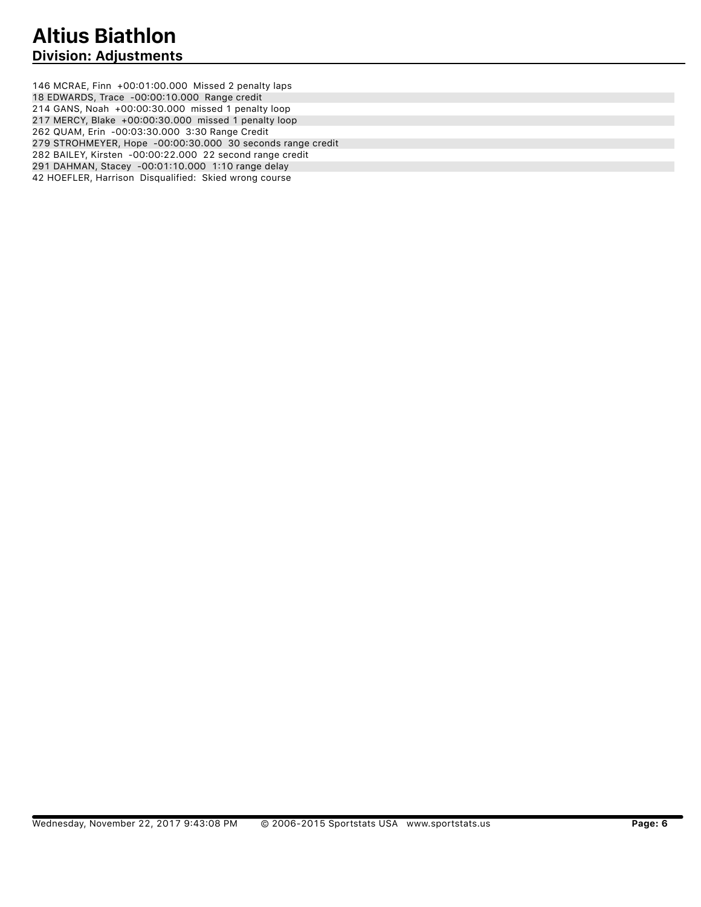# Altius Biathlon

## Division: Adjustments

146 MCRAE, Finn +00:01:00.000 Missed 2 penalty laps
18 EDWARDS, Trace -00:00:10.000 Range credit
214 GANS, Noah +00:00:30.000 missed 1 penalty loop
217 MERCY, Blake +00:00:30.000 missed 1 penalty loop
262 QUAM, Erin -00:03:30.000 3:30 Range Credit
279 STROHMEYER, Hope -00:00:30.000 30 seconds range credit
282 BAILEY, Kirsten -00:00:22.000 22 second range credit
291 DAHMAN, Stacey -00:01:10.000 1:10 range delay
42 HOEFLER, Harrison Disqualified: Skied wrong course